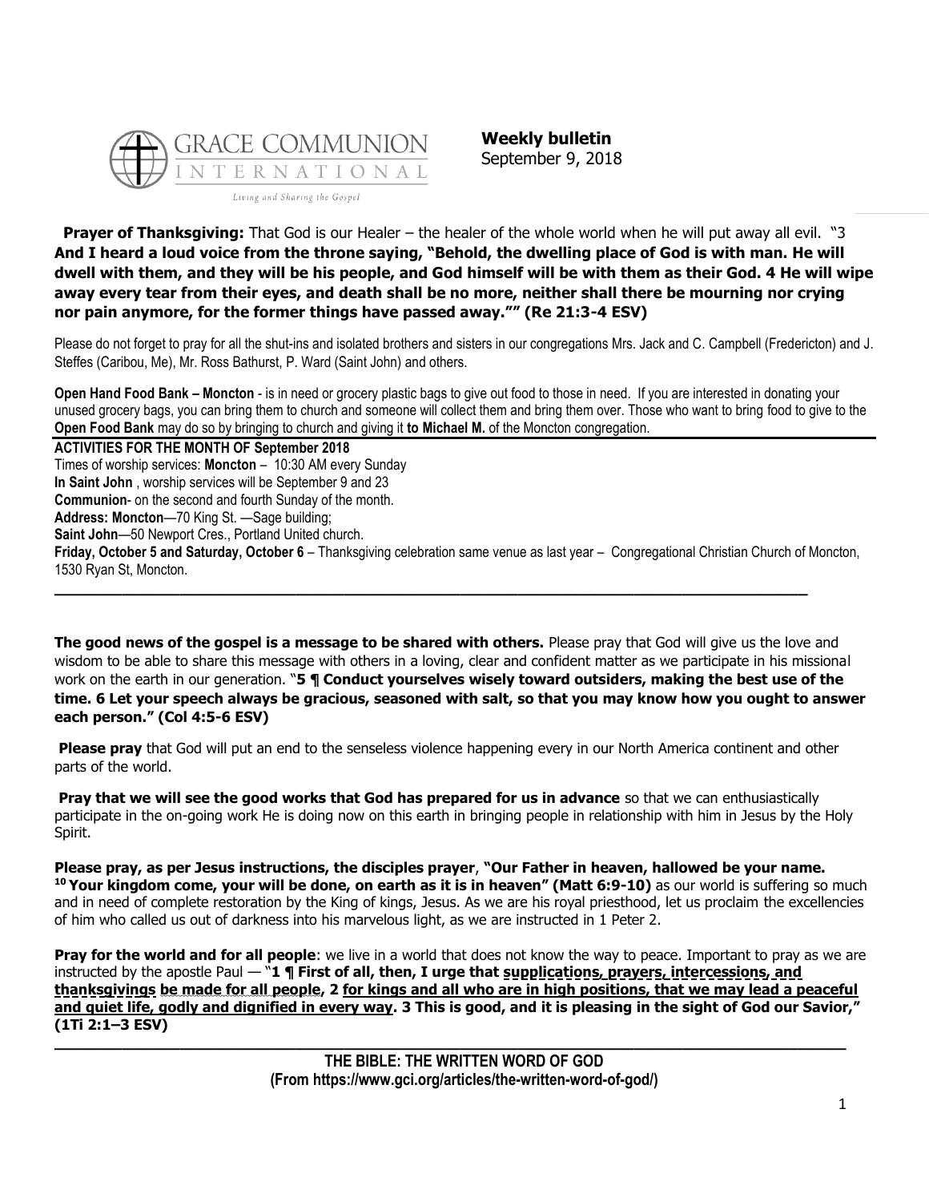GRACE COMMUNION INTERNATIONAL

*Living and Sharing the Gospel*

**Weekly bulletin**
September 9, 2018

**Prayer of Thanksgiving:** That God is our Healer – the healer of the whole world when he will put away all evil. "3 **And I heard a loud voice from the throne saying, "Behold, the dwelling place of God is with man. He will dwell with them, and they will be his people, and God himself will be with them as their God. 4 He will wipe away every tear from their eyes, and death shall be no more, neither shall there be mourning nor crying nor pain anymore, for the former things have passed away."" (Re 21:3-4 ESV)**

Please do not forget to pray for all the shut-ins and isolated brothers and sisters in our congregations Mrs. Jack and C. Campbell (Fredericton) and J. Steffes (Caribou, Me), Mr. Ross Bathurst, P. Ward (Saint John) and others.

**Open Hand Food Bank – Moncton** - is in need or grocery plastic bags to give out food to those in need. If you are interested in donating your unused grocery bags, you can bring them to church and someone will collect them and bring them over. Those who want to bring food to give to the **Open Food Bank** may do so by bringing to church and giving it **to Michael M.** of the Moncton congregation.

**ACTIVITIES FOR THE MONTH OF September 2018**

Times of worship services: **Moncton** – 10:30 AM every Sunday

**In Saint John** , worship services will be September 9 and 23

**Communion**- on the second and fourth Sunday of the month.

**Address: Moncton**—70 King St. —Sage building;

**Saint John**—50 Newport Cres., Portland United church.

**Friday, October 5 and Saturday, October 6** – Thanksgiving celebration same venue as last year – Congregational Christian Church of Moncton, 1530 Ryan St, Moncton.

---

**The good news of the gospel is a message to be shared with others.** Please pray that God will give us the love and wisdom to be able to share this message with others in a loving, clear and confident matter as we participate in his missional work on the earth in our generation. "**5 ¶ Conduct yourselves wisely toward outsiders, making the best use of the time. 6 Let your speech always be gracious, seasoned with salt, so that you may know how you ought to answer each person." (Col 4:5-6 ESV)**

**Please pray** that God will put an end to the senseless violence happening every in our North America continent and other parts of the world.

**Pray that we will see the good works that God has prepared for us in advance** so that we can enthusiastically participate in the on-going work He is doing now on this earth in bringing people in relationship with him in Jesus by the Holy Spirit.

**Please pray, as per Jesus instructions, the disciples prayer**, **"Our Father in heaven, hallowed be your name. [10] Your kingdom come, your will be done, on earth as it is in heaven" (Matt 6:9-10)** as our world is suffering so much and in need of complete restoration by the King of kings, Jesus. As we are his royal priesthood, let us proclaim the excellencies of him who called us out of darkness into his marvelous light, as we are instructed in 1 Peter 2.

**Pray for the world and for all people**: we live in a world that does not know the way to peace. Important to pray as we are instructed by the apostle Paul — "**1 ¶ First of all, then, I urge that <u>supplications, prayers, intercessions, and thanksgivings</u> <u>be made for all people</u>, 2 <u>for kings and all who are in high positions, that we may lead a peaceful and quiet life, godly and dignified in every way</u>. 3 This is good, and it is pleasing in the sight of God our Savior," (1Ti 2:1–3 ESV)**

---

**THE BIBLE: THE WRITTEN WORD OF GOD**
**(From https://www.gci.org/articles/the-written-word-of-god/)**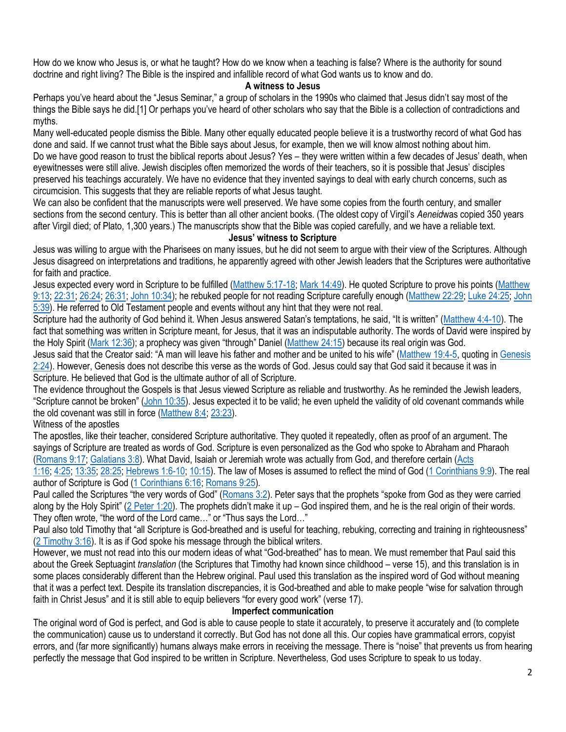How do we know who Jesus is, or what he taught? How do we know when a teaching is false? Where is the authority for sound doctrine and right living? The Bible is the inspired and infallible record of what God wants us to know and do.

## A witness to Jesus

Perhaps you've heard about the "Jesus Seminar," a group of scholars in the 1990s who claimed that Jesus didn't say most of the things the Bible says he did.[1] Or perhaps you've heard of other scholars who say that the Bible is a collection of contradictions and myths.

Many well-educated people dismiss the Bible. Many other equally educated people believe it is a trustworthy record of what God has done and said. If we cannot trust what the Bible says about Jesus, for example, then we will know almost nothing about him.

Do we have good reason to trust the biblical reports about Jesus? Yes – they were written within a few decades of Jesus' death, when eyewitnesses were still alive. Jewish disciples often memorized the words of their teachers, so it is possible that Jesus' disciples preserved his teachings accurately. We have no evidence that they invented sayings to deal with early church concerns, such as circumcision. This suggests that they are reliable reports of what Jesus taught.

We can also be confident that the manuscripts were well preserved. We have some copies from the fourth century, and smaller sections from the second century. This is better than all other ancient books. (The oldest copy of Virgil's *Aeneid*was copied 350 years after Virgil died; of Plato, 1,300 years.) The manuscripts show that the Bible was copied carefully, and we have a reliable text.

## Jesus' witness to Scripture

Jesus was willing to argue with the Pharisees on many issues, but he did not seem to argue with their view of the Scriptures. Although Jesus disagreed on interpretations and traditions, he apparently agreed with other Jewish leaders that the Scriptures were authoritative for faith and practice.

Jesus expected every word in Scripture to be fulfilled (Matthew 5:17-18; Mark 14:49). He quoted Scripture to prove his points (Matthew 9:13; 22:31; 26:24; 26:31; John 10:34); he rebuked people for not reading Scripture carefully enough (Matthew 22:29; Luke 24:25; John 5:39). He referred to Old Testament people and events without any hint that they were not real.

Scripture had the authority of God behind it. When Jesus answered Satan's temptations, he said, "It is written" (Matthew 4:4-10). The fact that something was written in Scripture meant, for Jesus, that it was an indisputable authority. The words of David were inspired by the Holy Spirit (Mark 12:36); a prophecy was given "through" Daniel (Matthew 24:15) because its real origin was God.

Jesus said that the Creator said: "A man will leave his father and mother and be united to his wife" (Matthew 19:4-5, quoting in Genesis 2:24). However, Genesis does not describe this verse as the words of God. Jesus could say that God said it because it was in Scripture. He believed that God is the ultimate author of all of Scripture.

The evidence throughout the Gospels is that Jesus viewed Scripture as reliable and trustworthy. As he reminded the Jewish leaders, "Scripture cannot be broken" (John 10:35). Jesus expected it to be valid; he even upheld the validity of old covenant commands while the old covenant was still in force (Matthew 8:4; 23:23).

Witness of the apostles

The apostles, like their teacher, considered Scripture authoritative. They quoted it repeatedly, often as proof of an argument. The sayings of Scripture are treated as words of God. Scripture is even personalized as the God who spoke to Abraham and Pharaoh (Romans 9:17; Galatians 3:8). What David, Isaiah or Jeremiah wrote was actually from God, and therefore certain (Acts 1:16; 4:25; 13:35; 28:25; Hebrews 1:6-10; 10:15). The law of Moses is assumed to reflect the mind of God (1 Corinthians 9:9). The real author of Scripture is God (1 Corinthians 6:16; Romans 9:25).

Paul called the Scriptures "the very words of God" (Romans 3:2). Peter says that the prophets "spoke from God as they were carried along by the Holy Spirit" (2 Peter 1:20). The prophets didn't make it up – God inspired them, and he is the real origin of their words. They often wrote, "the word of the Lord came…" or "Thus says the Lord…"

Paul also told Timothy that "all Scripture is God-breathed and is useful for teaching, rebuking, correcting and training in righteousness" (2 Timothy 3:16). It is as if God spoke his message through the biblical writers.

However, we must not read into this our modern ideas of what "God-breathed" has to mean. We must remember that Paul said this about the Greek Septuagint *translation* (the Scriptures that Timothy had known since childhood – verse 15), and this translation is in some places considerably different than the Hebrew original. Paul used this translation as the inspired word of God without meaning that it was a perfect text. Despite its translation discrepancies, it is God-breathed and able to make people "wise for salvation through faith in Christ Jesus" and it is still able to equip believers "for every good work" (verse 17).

## Imperfect communication

The original word of God is perfect, and God is able to cause people to state it accurately, to preserve it accurately and (to complete the communication) cause us to understand it correctly. But God has not done all this. Our copies have grammatical errors, copyist errors, and (far more significantly) humans always make errors in receiving the message. There is "noise" that prevents us from hearing perfectly the message that God inspired to be written in Scripture. Nevertheless, God uses Scripture to speak to us today.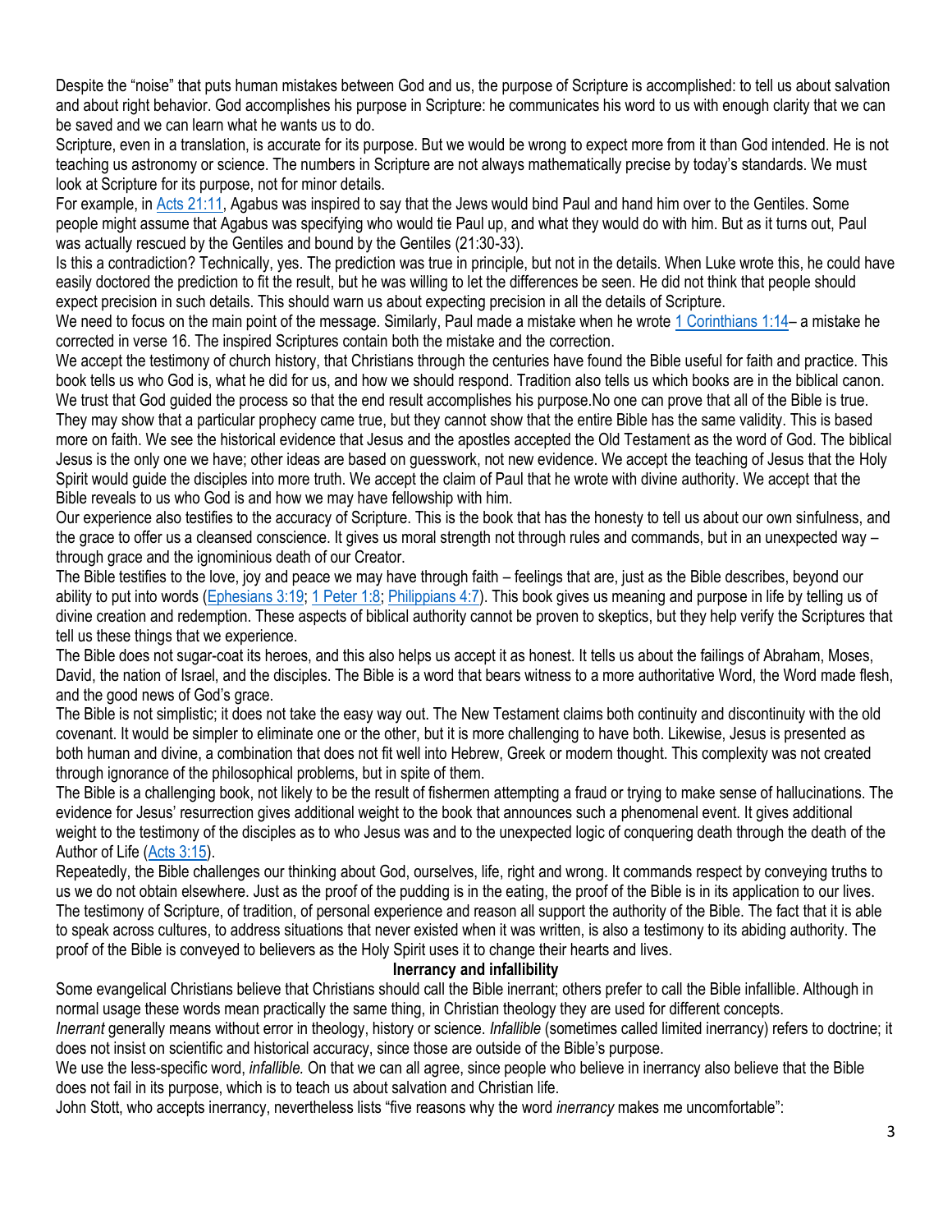Despite the "noise" that puts human mistakes between God and us, the purpose of Scripture is accomplished: to tell us about salvation and about right behavior. God accomplishes his purpose in Scripture: he communicates his word to us with enough clarity that we can be saved and we can learn what he wants us to do.

Scripture, even in a translation, is accurate for its purpose. But we would be wrong to expect more from it than God intended. He is not teaching us astronomy or science. The numbers in Scripture are not always mathematically precise by today's standards. We must look at Scripture for its purpose, not for minor details.

For example, in Acts 21:11, Agabus was inspired to say that the Jews would bind Paul and hand him over to the Gentiles. Some people might assume that Agabus was specifying who would tie Paul up, and what they would do with him. But as it turns out, Paul was actually rescued by the Gentiles and bound by the Gentiles (21:30-33).

Is this a contradiction? Technically, yes. The prediction was true in principle, but not in the details. When Luke wrote this, he could have easily doctored the prediction to fit the result, but he was willing to let the differences be seen. He did not think that people should expect precision in such details. This should warn us about expecting precision in all the details of Scripture.

We need to focus on the main point of the message. Similarly, Paul made a mistake when he wrote 1 Corinthians 1:14– a mistake he corrected in verse 16. The inspired Scriptures contain both the mistake and the correction.

We accept the testimony of church history, that Christians through the centuries have found the Bible useful for faith and practice. This book tells us who God is, what he did for us, and how we should respond. Tradition also tells us which books are in the biblical canon. We trust that God guided the process so that the end result accomplishes his purpose.No one can prove that all of the Bible is true. They may show that a particular prophecy came true, but they cannot show that the entire Bible has the same validity. This is based more on faith. We see the historical evidence that Jesus and the apostles accepted the Old Testament as the word of God. The biblical Jesus is the only one we have; other ideas are based on guesswork, not new evidence. We accept the teaching of Jesus that the Holy Spirit would guide the disciples into more truth. We accept the claim of Paul that he wrote with divine authority. We accept that the Bible reveals to us who God is and how we may have fellowship with him.

Our experience also testifies to the accuracy of Scripture. This is the book that has the honesty to tell us about our own sinfulness, and the grace to offer us a cleansed conscience. It gives us moral strength not through rules and commands, but in an unexpected way – through grace and the ignominious death of our Creator.

The Bible testifies to the love, joy and peace we may have through faith – feelings that are, just as the Bible describes, beyond our ability to put into words (Ephesians 3:19; 1 Peter 1:8; Philippians 4:7). This book gives us meaning and purpose in life by telling us of divine creation and redemption. These aspects of biblical authority cannot be proven to skeptics, but they help verify the Scriptures that tell us these things that we experience.

The Bible does not sugar-coat its heroes, and this also helps us accept it as honest. It tells us about the failings of Abraham, Moses, David, the nation of Israel, and the disciples. The Bible is a word that bears witness to a more authoritative Word, the Word made flesh, and the good news of God's grace.

The Bible is not simplistic; it does not take the easy way out. The New Testament claims both continuity and discontinuity with the old covenant. It would be simpler to eliminate one or the other, but it is more challenging to have both. Likewise, Jesus is presented as both human and divine, a combination that does not fit well into Hebrew, Greek or modern thought. This complexity was not created through ignorance of the philosophical problems, but in spite of them.

The Bible is a challenging book, not likely to be the result of fishermen attempting a fraud or trying to make sense of hallucinations. The evidence for Jesus' resurrection gives additional weight to the book that announces such a phenomenal event. It gives additional weight to the testimony of the disciples as to who Jesus was and to the unexpected logic of conquering death through the death of the Author of Life (Acts 3:15).

Repeatedly, the Bible challenges our thinking about God, ourselves, life, right and wrong. It commands respect by conveying truths to us we do not obtain elsewhere. Just as the proof of the pudding is in the eating, the proof of the Bible is in its application to our lives. The testimony of Scripture, of tradition, of personal experience and reason all support the authority of the Bible. The fact that it is able to speak across cultures, to address situations that never existed when it was written, is also a testimony to its abiding authority. The proof of the Bible is conveyed to believers as the Holy Spirit uses it to change their hearts and lives.

## Inerrancy and infallibility

Some evangelical Christians believe that Christians should call the Bible inerrant; others prefer to call the Bible infallible. Although in normal usage these words mean practically the same thing, in Christian theology they are used for different concepts.

*Inerrant* generally means without error in theology, history or science. *Infallible* (sometimes called limited inerrancy) refers to doctrine; it does not insist on scientific and historical accuracy, since those are outside of the Bible's purpose.

We use the less-specific word, *infallible.* On that we can all agree, since people who believe in inerrancy also believe that the Bible does not fail in its purpose, which is to teach us about salvation and Christian life.

John Stott, who accepts inerrancy, nevertheless lists "five reasons why the word *inerrancy* makes me uncomfortable":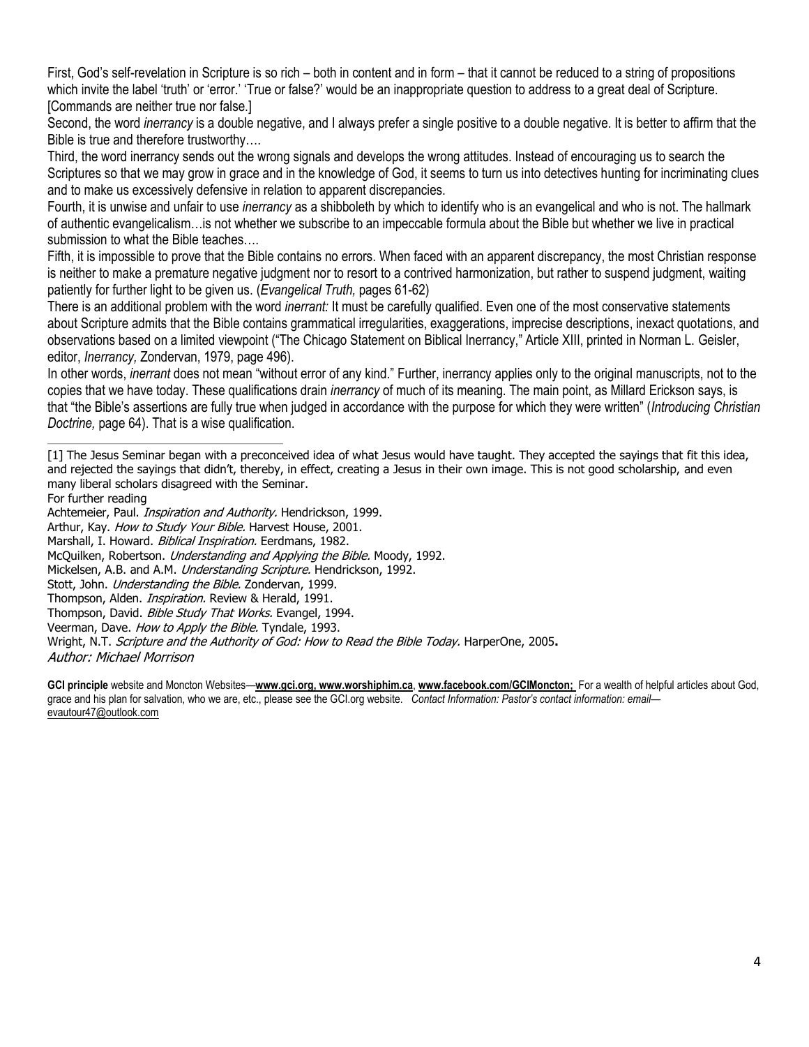First, God's self-revelation in Scripture is so rich – both in content and in form – that it cannot be reduced to a string of propositions which invite the label 'truth' or 'error.' 'True or false?' would be an inappropriate question to address to a great deal of Scripture. [Commands are neither true nor false.]

Second, the word *inerrancy* is a double negative, and I always prefer a single positive to a double negative. It is better to affirm that the Bible is true and therefore trustworthy….

Third, the word inerrancy sends out the wrong signals and develops the wrong attitudes. Instead of encouraging us to search the Scriptures so that we may grow in grace and in the knowledge of God, it seems to turn us into detectives hunting for incriminating clues and to make us excessively defensive in relation to apparent discrepancies.

Fourth, it is unwise and unfair to use *inerrancy* as a shibboleth by which to identify who is an evangelical and who is not. The hallmark of authentic evangelicalism…is not whether we subscribe to an impeccable formula about the Bible but whether we live in practical submission to what the Bible teaches….

Fifth, it is impossible to prove that the Bible contains no errors. When faced with an apparent discrepancy, the most Christian response is neither to make a premature negative judgment nor to resort to a contrived harmonization, but rather to suspend judgment, waiting patiently for further light to be given us. (*Evangelical Truth,* pages 61-62)

There is an additional problem with the word *inerrant:* It must be carefully qualified. Even one of the most conservative statements about Scripture admits that the Bible contains grammatical irregularities, exaggerations, imprecise descriptions, inexact quotations, and observations based on a limited viewpoint ("The Chicago Statement on Biblical Inerrancy," Article XIII, printed in Norman L. Geisler, editor, *Inerrancy,* Zondervan, 1979, page 496).

In other words, *inerrant* does not mean "without error of any kind." Further, inerrancy applies only to the original manuscripts, not to the copies that we have today. These qualifications drain *inerrancy* of much of its meaning. The main point, as Millard Erickson says, is that "the Bible's assertions are fully true when judged in accordance with the purpose for which they were written" (*Introducing Christian Doctrine,* page 64). That is a wise qualification.

---

[1] The Jesus Seminar began with a preconceived idea of what Jesus would have taught. They accepted the sayings that fit this idea, and rejected the sayings that didn't, thereby, in effect, creating a Jesus in their own image. This is not good scholarship, and even many liberal scholars disagreed with the Seminar.

For further reading

Achtemeier, Paul. *Inspiration and Authority.* Hendrickson, 1999.
Arthur, Kay. *How to Study Your Bible.* Harvest House, 2001.
Marshall, I. Howard. *Biblical Inspiration.* Eerdmans, 1982.
McQuilken, Robertson. *Understanding and Applying the Bible.* Moody, 1992.
Mickelsen, A.B. and A.M. *Understanding Scripture.* Hendrickson, 1992.
Stott, John. *Understanding the Bible.* Zondervan, 1999.
Thompson, Alden. *Inspiration.* Review & Herald, 1991.
Thompson, David. *Bible Study That Works.* Evangel, 1994.
Veerman, Dave. *How to Apply the Bible.* Tyndale, 1993.
Wright, N.T. *Scripture and the Authority of God: How to Read the Bible Today.* HarperOne, 2005**.**

*Author: Michael Morrison*

**GCI principle** website and Moncton Websites—**www.gci.org, www.worshiphim.ca**, **www.facebook.com/GCIMoncton;** For a wealth of helpful articles about God, grace and his plan for salvation, who we are, etc., please see the GCI.org website. *Contact Information: Pastor's contact information: email—* evautour47@outlook.com